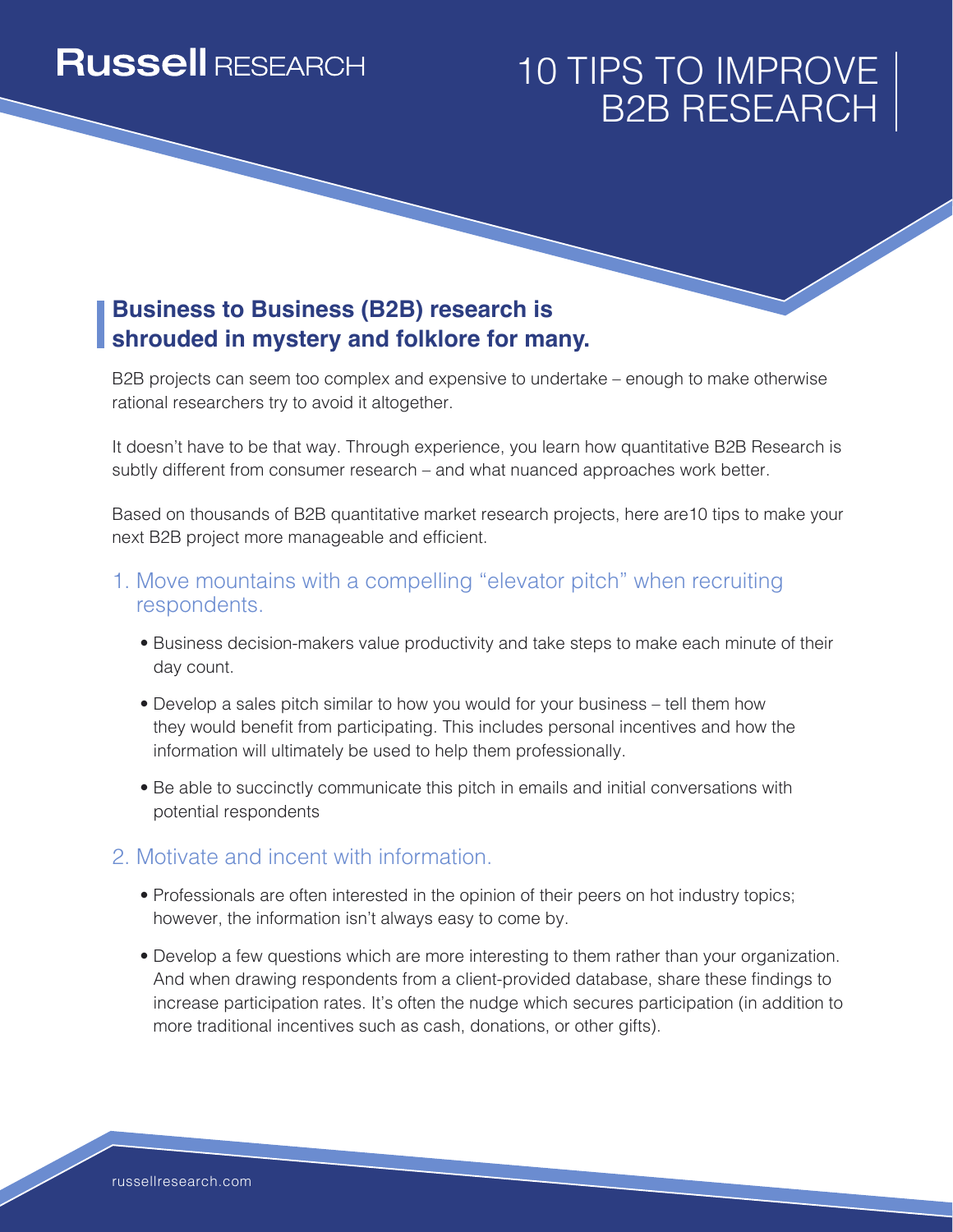**Russell** RESEARCH

# 10 TIPS TO IMPROVE B2B RESEARCH

## Business to Business (B2B) research is shrouded in mystery and folklore for many.

B2B projects can seem too complex and expensive to undertake – enough to make otherwise rational researchers try to avoid it altogether.

It doesn't have to be that way. Through experience, you learn how quantitative B2B Research is subtly different from consumer research – and what nuanced approaches work better.

Based on thousands of B2B quantitative market research projects, here are10 tips to make your next B2B project more manageable and efficient.

### 1. Move mountains with a compelling "elevator pitch" when recruiting respondents.

- Business decision-makers value productivity and take steps to make each minute of their day count.
- Develop a sales pitch similar to how you would for your business – tell them how they would benefit from participating. This includes personal incentives and how the information will ultimately be used to help them professionally.
- Be able to succinctly communicate this pitch in emails and initial conversations with potential respondents

### 2. Motivate and incent with information.

- Professionals are often interested in the opinion of their peers on hot industry topics; however, the information isn't always easy to come by.
- Develop a few questions which are more interesting to them rather than your organization. And when drawing respondents from a client-provided database, share these findings to increase participation rates. It's often the nudge which secures participation (in addition to more traditional incentives such as cash, donations, or other gifts).

russellresearch.com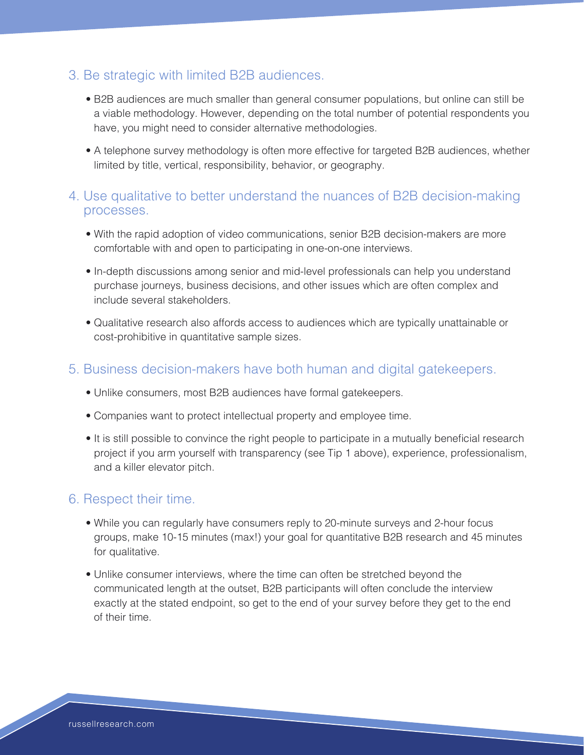### 3. Be strategic with limited B2B audiences.

- B2B audiences are much smaller than general consumer populations, but online can still be a viable methodology. However, depending on the total number of potential respondents you have, you might need to consider alternative methodologies.
- A telephone survey methodology is often more effective for targeted B2B audiences, whether limited by title, vertical, responsibility, behavior, or geography.

### 4. Use qualitative to better understand the nuances of B2B decision-making processes.

- With the rapid adoption of video communications, senior B2B decision-makers are more comfortable with and open to participating in one-on-one interviews.
- In-depth discussions among senior and mid-level professionals can help you understand purchase journeys, business decisions, and other issues which are often complex and include several stakeholders.
- Qualitative research also affords access to audiences which are typically unattainable or cost-prohibitive in quantitative sample sizes.

### 5. Business decision-makers have both human and digital gatekeepers.

- Unlike consumers, most B2B audiences have formal gatekeepers.
- Companies want to protect intellectual property and employee time.
- It is still possible to convince the right people to participate in a mutually beneficial research project if you arm yourself with transparency (see Tip 1 above), experience, professionalism, and a killer elevator pitch.

### 6. Respect their time.

- While you can regularly have consumers reply to 20-minute surveys and 2-hour focus groups, make 10-15 minutes (max!) your goal for quantitative B2B research and 45 minutes for qualitative.
- Unlike consumer interviews, where the time can often be stretched beyond the communicated length at the outset, B2B participants will often conclude the interview exactly at the stated endpoint, so get to the end of your survey before they get to the end of their time.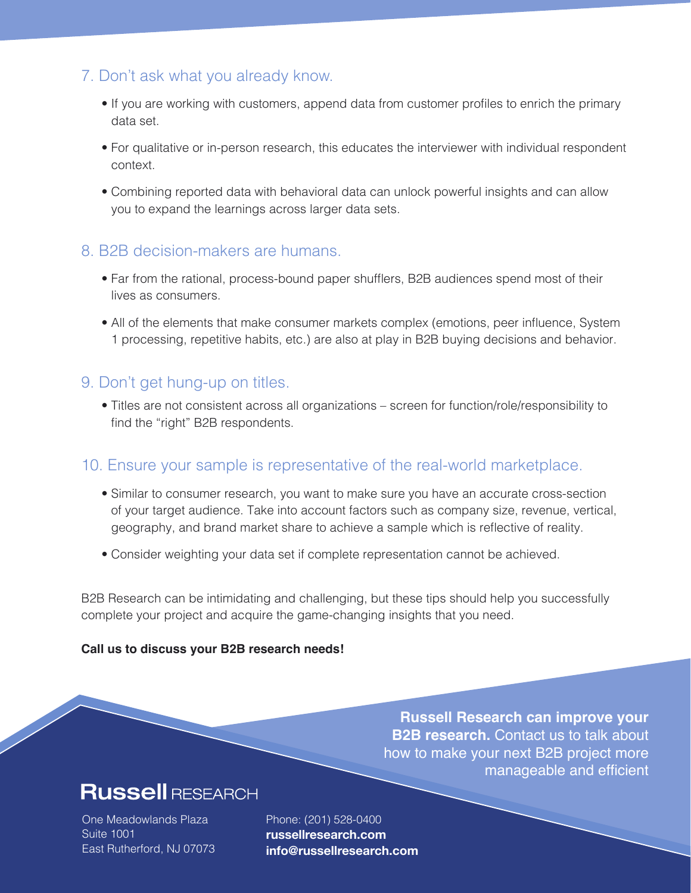## 7. Don't ask what you already know.

- If you are working with customers, append data from customer profiles to enrich the primary data set.
- For qualitative or in-person research, this educates the interviewer with individual respondent context.
- Combining reported data with behavioral data can unlock powerful insights and can allow you to expand the learnings across larger data sets.

## 8. B2B decision-makers are humans.

- Far from the rational, process-bound paper shufflers, B2B audiences spend most of their lives as consumers.
- All of the elements that make consumer markets complex (emotions, peer influence, System 1 processing, repetitive habits, etc.) are also at play in B2B buying decisions and behavior.

## 9. Don't get hung-up on titles.

- Titles are not consistent across all organizations – screen for function/role/responsibility to find the "right" B2B respondents.

## 10. Ensure your sample is representative of the real-world marketplace.

- Similar to consumer research, you want to make sure you have an accurate cross-section of your target audience. Take into account factors such as company size, revenue, vertical, geography, and brand market share to achieve a sample which is reflective of reality.
- Consider weighting your data set if complete representation cannot be achieved.

B2B Research can be intimidating and challenging, but these tips should help you successfully complete your project and acquire the game-changing insights that you need.

**Call us to discuss your B2B research needs!**

**Russell Research can improve your B2B research.** Contact us to talk about how to make your next B2B project more manageable and efficient

**Russell** RESEARCH

One Meadowlands Plaza
Suite 1001
East Rutherford, NJ 07073

Phone: (201) 528-0400
**russellresearch.com**
**info@russellresearch.com**